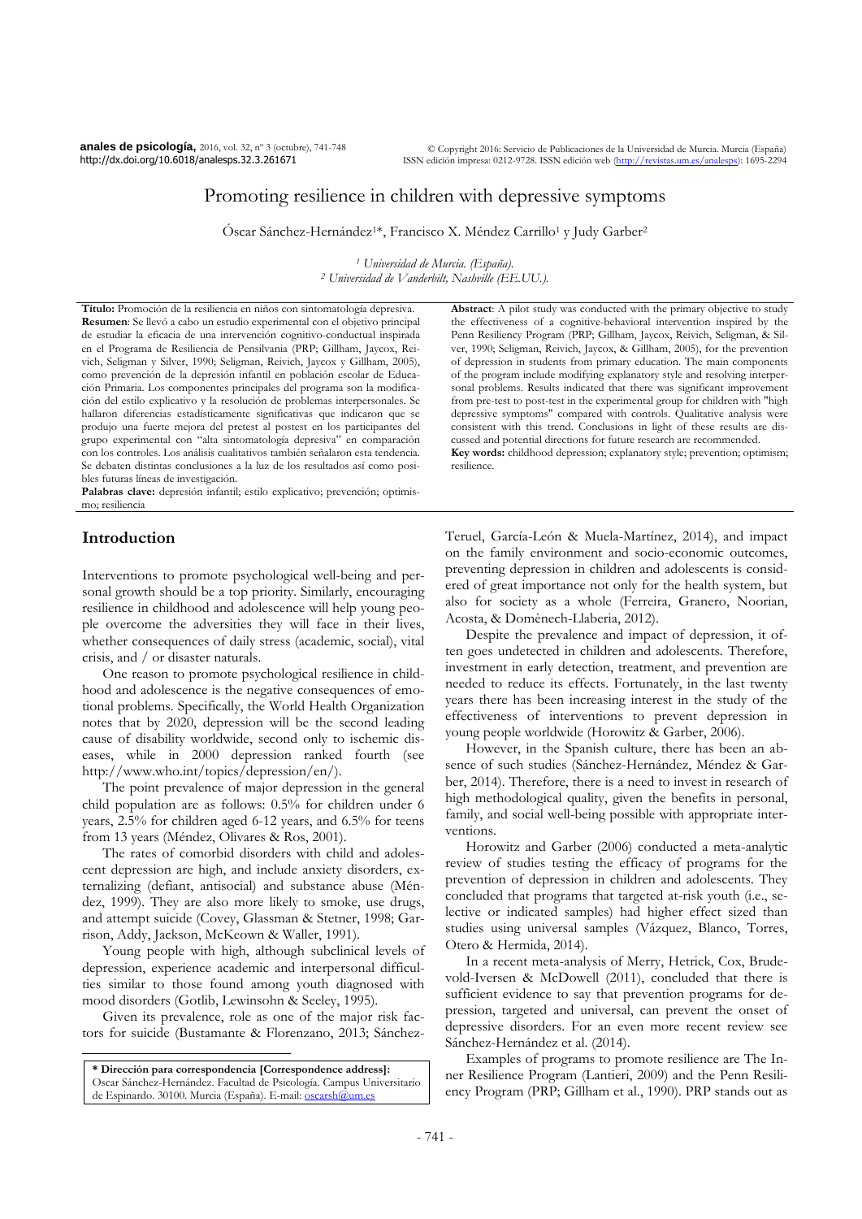# Promoting resilience in children with depressive symptoms

Óscar Sánchez-Hernández[1]*, Francisco X. Méndez Carrillo[1] y Judy Garber[2]

[1] *Universidad de Murcia. (España).*
[2] *Universidad de Vanderbilt, Nashville (EE.UU.).*

**Título:** Promoción de la resiliencia en niños con sintomatología depresiva.
**Resumen**: Se llevó a cabo un estudio experimental con el objetivo principal de estudiar la eficacia de una intervención cognitivo-conductual inspirada en el Programa de Resiliencia de Pensilvania (PRP; Gillham, Jaycox, Reivich, Seligman y Silver, 1990; Seligman, Reivich, Jaycox y Gillham, 2005), como prevención de la depresión infantil en población escolar de Educación Primaria. Los componentes principales del programa son la modificación del estilo explicativo y la resolución de problemas interpersonales. Se hallaron diferencias estadísticamente significativas que indicaron que se produjo una fuerte mejora del pretest al postest en los participantes del grupo experimental con "alta sintomatología depresiva" en comparación con los controles. Los análisis cualitativos también señalaron esta tendencia. Se debaten distintas conclusiones a la luz de los resultados así como posibles futuras líneas de investigación.
**Palabras clave:** depresión infantil; estilo explicativo; prevención; optimismo; resiliencia

**Abstract**: A pilot study was conducted with the primary objective to study the effectiveness of a cognitive-behavioral intervention inspired by the Penn Resiliency Program (PRP; Gillham, Jaycox, Reivich, Seligman, & Silver, 1990; Seligman, Reivich, Jaycox, & Gillham, 2005), for the prevention of depression in students from primary education. The main components of the program include modifying explanatory style and resolving interpersonal problems. Results indicated that there was significant improvement from pre-test to post-test in the experimental group for children with "high depressive symptoms" compared with controls. Qualitative analysis were consistent with this trend. Conclusions in light of these results are discussed and potential directions for future research are recommended.
**Key words:** childhood depression; explanatory style; prevention; optimism; resilience.

## Introduction

Interventions to promote psychological well-being and personal growth should be a top priority. Similarly, encouraging resilience in childhood and adolescence will help young people overcome the adversities they will face in their lives, whether consequences of daily stress (academic, social), vital crisis, and / or disaster naturals.

One reason to promote psychological resilience in childhood and adolescence is the negative consequences of emotional problems. Specifically, the World Health Organization notes that by 2020, depression will be the second leading cause of disability worldwide, second only to ischemic diseases, while in 2000 depression ranked fourth (see http://www.who.int/topics/depression/en/).

The point prevalence of major depression in the general child population are as follows: 0.5% for children under 6 years, 2.5% for children aged 6-12 years, and 6.5% for teens from 13 years (Méndez, Olivares & Ros, 2001).

The rates of comorbid disorders with child and adolescent depression are high, and include anxiety disorders, externalizing (defiant, antisocial) and substance abuse (Méndez, 1999). They are also more likely to smoke, use drugs, and attempt suicide (Covey, Glassman & Stetner, 1998; Garrison, Addy, Jackson, McKeown & Waller, 1991).

Young people with high, although subclinical levels of depression, experience academic and interpersonal difficulties similar to those found among youth diagnosed with mood disorders (Gotlib, Lewinsohn & Seeley, 1995).

Given its prevalence, role as one of the major risk factors for suicide (Bustamante & Florenzano, 2013; Sánchez-Teruel, García-León & Muela-Martínez, 2014), and impact on the family environment and socio-economic outcomes, preventing depression in children and adolescents is considered of great importance not only for the health system, but also for society as a whole (Ferreira, Granero, Noorian, Acosta, & Domènech-Llaberia, 2012).

Despite the prevalence and impact of depression, it often goes undetected in children and adolescents. Therefore, investment in early detection, treatment, and prevention are needed to reduce its effects. Fortunately, in the last twenty years there has been increasing interest in the study of the effectiveness of interventions to prevent depression in young people worldwide (Horowitz & Garber, 2006).

However, in the Spanish culture, there has been an absence of such studies (Sánchez-Hernández, Méndez & Garber, 2014). Therefore, there is a need to invest in research of high methodological quality, given the benefits in personal, family, and social well-being possible with appropriate interventions.

Horowitz and Garber (2006) conducted a meta-analytic review of studies testing the efficacy of programs for the prevention of depression in children and adolescents. They concluded that programs that targeted at-risk youth (i.e., selective or indicated samples) had higher effect sized than studies using universal samples (Vázquez, Blanco, Torres, Otero & Hermida, 2014).

In a recent meta-analysis of Merry, Hetrick, Cox, Brudevold-Iversen & McDowell (2011), concluded that there is sufficient evidence to say that prevention programs for depression, targeted and universal, can prevent the onset of depressive disorders. For an even more recent review see Sánchez-Hernández et al. (2014).

Examples of programs to promote resilience are The Inner Resilience Program (Lantieri, 2009) and the Penn Resiliency Program (PRP; Gillham et al., 1990). PRP stands out as

**\* Dirección para correspondencia [Correspondence address]:**
Oscar Sánchez-Hernández. Facultad de Psicología. Campus Universitario de Espinardo. 30100. Murcia (España). E-mail: oscarsh@um.es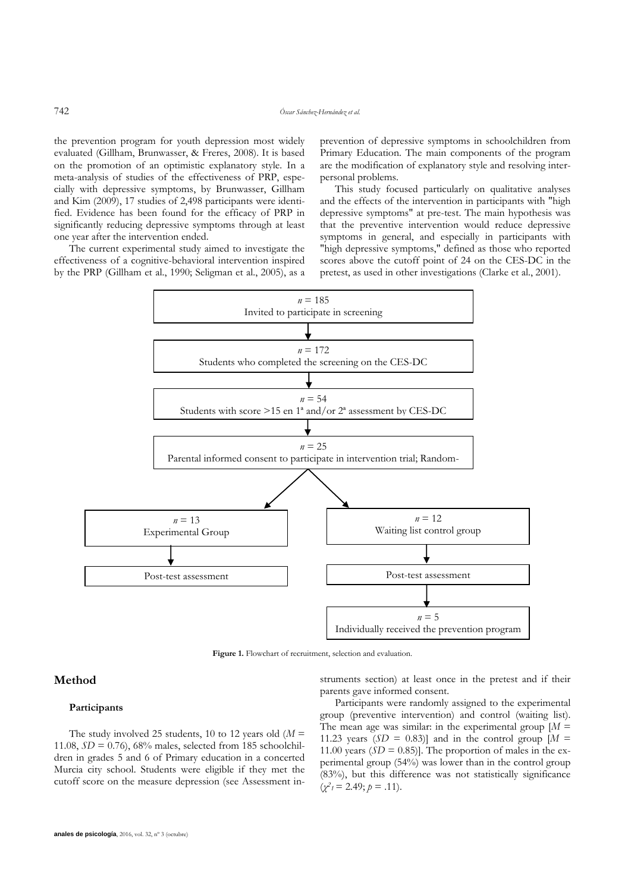the prevention program for youth depression most widely evaluated (Gillham, Brunwasser, & Freres, 2008). It is based on the promotion of an optimistic explanatory style. In a meta-analysis of studies of the effectiveness of PRP, especially with depressive symptoms, by Brunwasser, Gillham and Kim (2009), 17 studies of 2,498 participants were identified. Evidence has been found for the efficacy of PRP in significantly reducing depressive symptoms through at least one year after the intervention ended.

The current experimental study aimed to investigate the effectiveness of a cognitive-behavioral intervention inspired by the PRP (Gillham et al., 1990; Seligman et al., 2005), as a prevention of depressive symptoms in schoolchildren from Primary Education. The main components of the program are the modification of explanatory style and resolving interpersonal problems.

This study focused particularly on qualitative analyses and the effects of the intervention in participants with "high depressive symptoms" at pre-test. The main hypothesis was that the preventive intervention would reduce depressive symptoms in general, and especially in participants with "high depressive symptoms," defined as those who reported scores above the cutoff point of 24 on the CES-DC in the pretest, as used in other investigations (Clarke et al., 2001).

*n* = 185
Invited to participate in screening

*n* = 172
Students who completed the screening on the CES-DC

*n* = 54
Students with score >15 en 1ª and/or 2ª assessment by CES-DC

*n* = 25
Parental informed consent to participate in intervention trial; Random-

*n* = 13
Experimental Group

Post-test assessment

*n* = 12
Waiting list control group

Post-test assessment

*n* = 5
Individually received the prevention program

**Figure 1.** Flowchart of recruitment, selection and evaluation.

## Method

### Participants

The study involved 25 students, 10 to 12 years old ($M$ = 11.08, $SD$ = 0.76), 68% males, selected from 185 schoolchildren in grades 5 and 6 of Primary education in a concerted Murcia city school. Students were eligible if they met the cutoff score on the measure depression (see Assessment instruments section) at least once in the pretest and if their parents gave informed consent.

Participants were randomly assigned to the experimental group (preventive intervention) and control (waiting list). The mean age was similar: in the experimental group [$M$ = 11.23 years ($SD$ = 0.83)] and in the control group [$M$ = 11.00 years ($SD$ = 0.85)]. The proportion of males in the experimental group (54%) was lower than in the control group (83%), but this difference was not statistically significance ($\chi^2_1 = 2.49$; $p = .11$).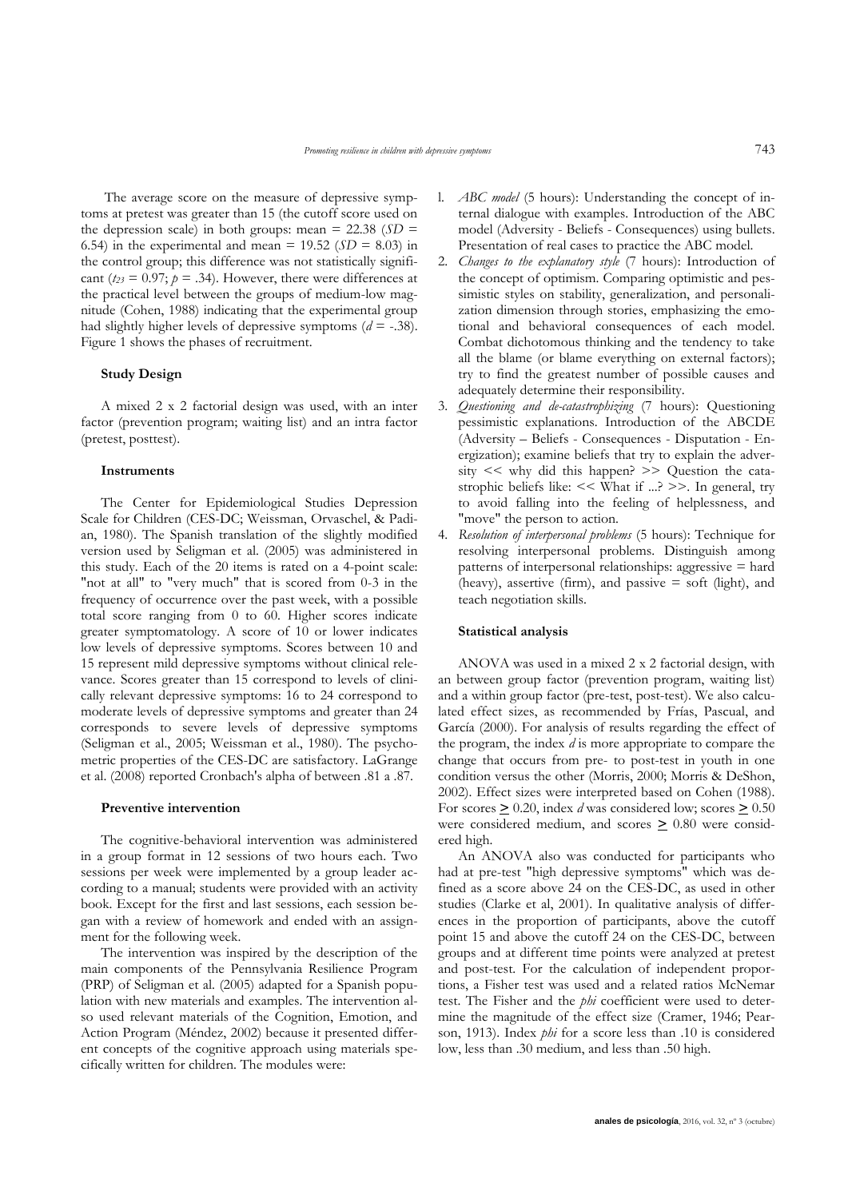The average score on the measure of depressive symptoms at pretest was greater than 15 (the cutoff score used on the depression scale) in both groups: mean = 22.38 ($SD$ = 6.54) in the experimental and mean = 19.52 ($SD$ = 8.03) in the control group; this difference was not statistically significant ($t_{23}$ = 0.97; $p$ = .34). However, there were differences at the practical level between the groups of medium-low magnitude (Cohen, 1988) indicating that the experimental group had slightly higher levels of depressive symptoms ($d$ = -.38). Figure 1 shows the phases of recruitment.

### Study Design

A mixed 2 x 2 factorial design was used, with an inter factor (prevention program; waiting list) and an intra factor (pretest, posttest).

### Instruments

The Center for Epidemiological Studies Depression Scale for Children (CES-DC; Weissman, Orvaschel, & Padian, 1980). The Spanish translation of the slightly modified version used by Seligman et al. (2005) was administered in this study. Each of the 20 items is rated on a 4-point scale: "not at all" to "very much" that is scored from 0-3 in the frequency of occurrence over the past week, with a possible total score ranging from 0 to 60. Higher scores indicate greater symptomatology. A score of 10 or lower indicates low levels of depressive symptoms. Scores between 10 and 15 represent mild depressive symptoms without clinical relevance. Scores greater than 15 correspond to levels of clinically relevant depressive symptoms: 16 to 24 correspond to moderate levels of depressive symptoms and greater than 24 corresponds to severe levels of depressive symptoms (Seligman et al., 2005; Weissman et al., 1980). The psychometric properties of the CES-DC are satisfactory. LaGrange et al. (2008) reported Cronbach's alpha of between .81 a .87.

### Preventive intervention

The cognitive-behavioral intervention was administered in a group format in 12 sessions of two hours each. Two sessions per week were implemented by a group leader according to a manual; students were provided with an activity book. Except for the first and last sessions, each session began with a review of homework and ended with an assignment for the following week.

The intervention was inspired by the description of the main components of the Pennsylvania Resilience Program (PRP) of Seligman et al. (2005) adapted for a Spanish population with new materials and examples. The intervention also used relevant materials of the Cognition, Emotion, and Action Program (Méndez, 2002) because it presented different concepts of the cognitive approach using materials specifically written for children. The modules were:

1. *ABC model* (5 hours): Understanding the concept of internal dialogue with examples. Introduction of the ABC model (Adversity - Beliefs - Consequences) using bullets. Presentation of real cases to practice the ABC model.
2. *Changes to the explanatory style* (7 hours): Introduction of the concept of optimism. Comparing optimistic and pessimistic styles on stability, generalization, and personalization dimension through stories, emphasizing the emotional and behavioral consequences of each model. Combat dichotomous thinking and the tendency to take all the blame (or blame everything on external factors); try to find the greatest number of possible causes and adequately determine their responsibility.
3. *Questioning and de-catastrophizing* (7 hours): Questioning pessimistic explanations. Introduction of the ABCDE (Adversity – Beliefs - Consequences - Disputation - Energization); examine beliefs that try to explain the adversity << why did this happen? >> Question the catastrophic beliefs like: << What if ...? >>. In general, try to avoid falling into the feeling of helplessness, and "move" the person to action.
4. *Resolution of interpersonal problems* (5 hours): Technique for resolving interpersonal problems. Distinguish among patterns of interpersonal relationships: aggressive = hard (heavy), assertive (firm), and passive = soft (light), and teach negotiation skills.

### Statistical analysis

ANOVA was used in a mixed 2 x 2 factorial design, with an between group factor (prevention program, waiting list) and a within group factor (pre-test, post-test). We also calculated effect sizes, as recommended by Frías, Pascual, and García (2000). For analysis of results regarding the effect of the program, the index $d$ is more appropriate to compare the change that occurs from pre- to post-test in youth in one condition versus the other (Morris, 2000; Morris & DeShon, 2002). Effect sizes were interpreted based on Cohen (1988). For scores $\geq$ 0.20, index $d$ was considered low; scores $\geq$ 0.50 were considered medium, and scores $\geq$ 0.80 were considered high.

An ANOVA also was conducted for participants who had at pre-test "high depressive symptoms" which was defined as a score above 24 on the CES-DC, as used in other studies (Clarke et al, 2001). In qualitative analysis of differences in the proportion of participants, above the cutoff point 15 and above the cutoff 24 on the CES-DC, between groups and at different time points were analyzed at pretest and post-test. For the calculation of independent proportions, a Fisher test was used and a related ratios McNemar test. The Fisher and the *phi* coefficient were used to determine the magnitude of the effect size (Cramer, 1946; Pearson, 1913). Index *phi* for a score less than .10 is considered low, less than .30 medium, and less than .50 high.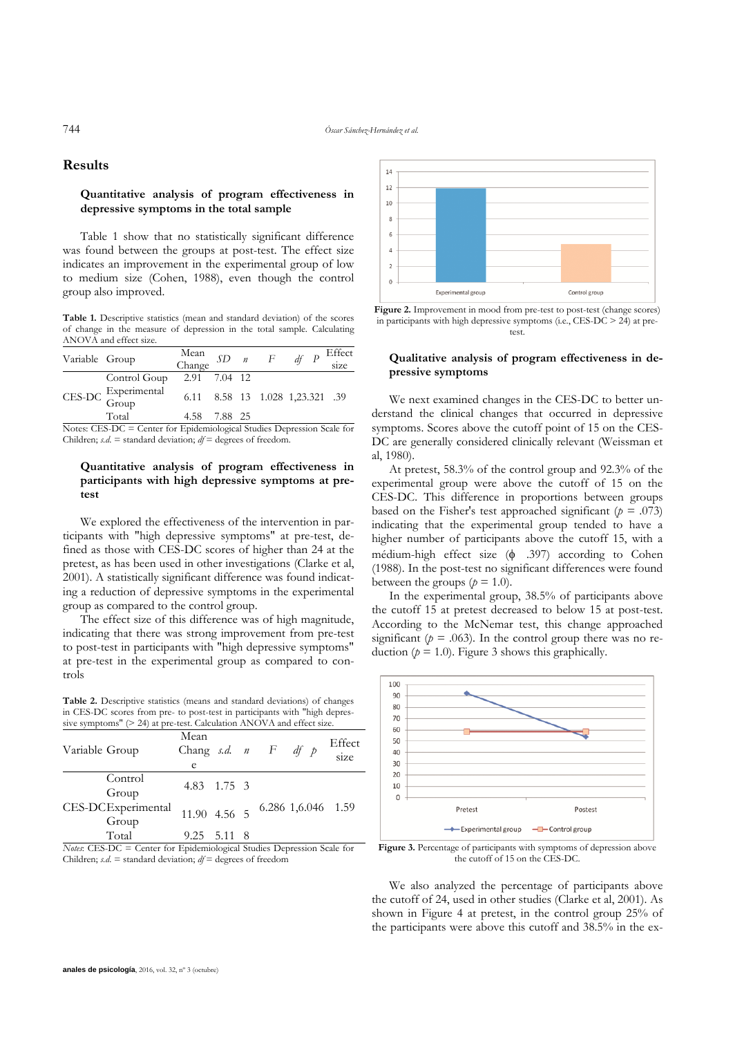## Results

### Quantitative analysis of program effectiveness in depressive symptoms in the total sample

Table 1 show that no statistically significant difference was found between the groups at post-test. The effect size indicates an improvement in the experimental group of low to medium size (Cohen, 1988), even though the control group also improved.

**Table 1.** Descriptive statistics (mean and standard deviation) of the scores of change in the measure of depression in the total sample. Calculating ANOVA and effect size.

| Variable | Group | Mean Change | *SD* | *n* | *F* | *df* | *P* | Effect size |
|---|---|---|---|---|---|---|---|---|
| CES-DC | Control Goup | 2.91 | 7.04 | 12 | | | | |
| | Experimental Group | 6.11 | 8.58 | 13 | 1.028 | 1,23 | .321 | .39 |
| | Total | 4.58 | 7.88 | 25 | | | | |

Notes: CES-DC = Center for Epidemiological Studies Depression Scale for Children; *s.d.* = standard deviation; *df* = degrees of freedom.

### Quantitative analysis of program effectiveness in participants with high depressive symptoms at pre-test

We explored the effectiveness of the intervention in participants with "high depressive symptoms" at pre-test, defined as those with CES-DC scores of higher than 24 at the pretest, as has been used in other investigations (Clarke et al, 2001). A statistically significant difference was found indicating a reduction of depressive symptoms in the experimental group as compared to the control group.

The effect size of this difference was of high magnitude, indicating that there was strong improvement from pre-test to post-test in participants with "high depressive symptoms" at pre-test in the experimental group as compared to controls

**Table 2.** Descriptive statistics (means and standard deviations) of changes in CES-DC scores from pre- to post-test in participants with "high depressive symptoms" (> 24) at pre-test. Calculation ANOVA and effect size.

| Variable | Group | Mean Change | *s.d.* | *n* | *F* | *df* | *p* | Effect size |
|---|---|---|---|---|---|---|---|---|
| CES-DC | Control Group | 4.83 | 1.75 | 3 | | | | |
| | Experimental Group | 11.90 | 4.56 | 5 | 6.286 | 1,6 | .046 | 1.59 |
| | Total | 9.25 | 5.11 | 8 | | | | |

*Notes*: CES-DC = Center for Epidemiological Studies Depression Scale for Children; *s.d.* = standard deviation; *df* = degrees of freedom

**Figure 2.** Improvement in mood from pre-test to post-test (change scores) in participants with high depressive symptoms (i.e., CES-DC > 24) at pre-test.

### Qualitative analysis of program effectiveness in depressive symptoms

We next examined changes in the CES-DC to better understand the clinical changes that occurred in depressive symptoms. Scores above the cutoff point of 15 on the CES-DC are generally considered clinically relevant (Weissman et al, 1980).

At pretest, 58.3% of the control group and 92.3% of the experimental group were above the cutoff of 15 on the CES-DC. This difference in proportions between groups based on the Fisher's test approached significant ($p$ = .073) indicating that the experimental group tended to have a higher number of participants above the cutoff 15, with a médium-high effect size (ϕ .397) according to Cohen (1988). In the post-test no significant differences were found between the groups ($p$ = 1.0).

In the experimental group, 38.5% of participants above the cutoff 15 at pretest decreased to below 15 at post-test. According to the McNemar test, this change approached significant ($p$ = .063). In the control group there was no reduction ($p$ = 1.0). Figure 3 shows this graphically.

**Figure 3.** Percentage of participants with symptoms of depression above the cutoff of 15 on the CES-DC.

We also analyzed the percentage of participants above the cutoff of 24, used in other studies (Clarke et al, 2001). As shown in Figure 4 at pretest, in the control group 25% of the participants were above this cutoff and 38.5% in the ex-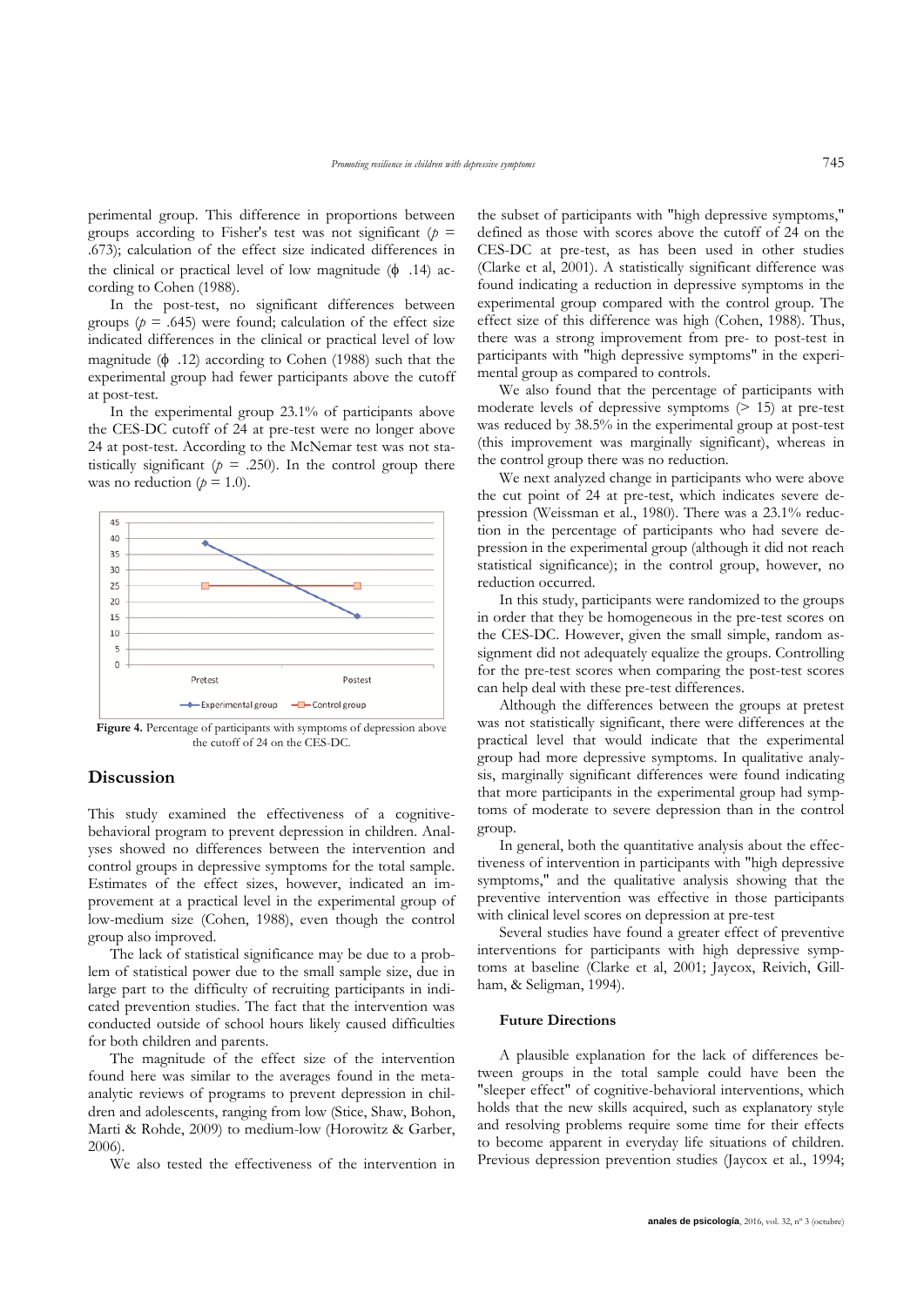perimental group. This difference in proportions between groups according to Fisher's test was not significant ($p$ = .673); calculation of the effect size indicated differences in the clinical or practical level of low magnitude (ϕ .14) according to Cohen (1988).

In the post-test, no significant differences between groups ($p$ = .645) were found; calculation of the effect size indicated differences in the clinical or practical level of low magnitude (ϕ .12) according to Cohen (1988) such that the experimental group had fewer participants above the cutoff at post-test.

In the experimental group 23.1% of participants above the CES-DC cutoff of 24 at pre-test were no longer above 24 at post-test. According to the McNemar test was not statistically significant ($p$ = .250). In the control group there was no reduction ($p$ = 1.0).

45
40
35
30
25
20
15
10
5
0
Pretest
Postest
Experimental group
Control group

**Figure 4.** Percentage of participants with symptoms of depression above the cutoff of 24 on the CES-DC.

## Discussion

This study examined the effectiveness of a cognitive-behavioral program to prevent depression in children. Analyses showed no differences between the intervention and control groups in depressive symptoms for the total sample. Estimates of the effect sizes, however, indicated an improvement at a practical level in the experimental group of low-medium size (Cohen, 1988), even though the control group also improved.

The lack of statistical significance may be due to a problem of statistical power due to the small sample size, due in large part to the difficulty of recruiting participants in indicated prevention studies. The fact that the intervention was conducted outside of school hours likely caused difficulties for both children and parents.

The magnitude of the effect size of the intervention found here was similar to the averages found in the meta-analytic reviews of programs to prevent depression in children and adolescents, ranging from low (Stice, Shaw, Bohon, Marti & Rohde, 2009) to medium-low (Horowitz & Garber, 2006).

We also tested the effectiveness of the intervention in the subset of participants with "high depressive symptoms," defined as those with scores above the cutoff of 24 on the CES-DC at pre-test, as has been used in other studies (Clarke et al, 2001). A statistically significant difference was found indicating a reduction in depressive symptoms in the experimental group compared with the control group. The effect size of this difference was high (Cohen, 1988). Thus, there was a strong improvement from pre- to post-test in participants with "high depressive symptoms" in the experimental group as compared to controls.

We also found that the percentage of participants with moderate levels of depressive symptoms (> 15) at pre-test was reduced by 38.5% in the experimental group at post-test (this improvement was marginally significant), whereas in the control group there was no reduction.

We next analyzed change in participants who were above the cut point of 24 at pre-test, which indicates severe depression (Weissman et al., 1980). There was a 23.1% reduction in the percentage of participants who had severe depression in the experimental group (although it did not reach statistical significance); in the control group, however, no reduction occurred.

In this study, participants were randomized to the groups in order that they be homogeneous in the pre-test scores on the CES-DC. However, given the small simple, random assignment did not adequately equalize the groups. Controlling for the pre-test scores when comparing the post-test scores can help deal with these pre-test differences.

Although the differences between the groups at pretest was not statistically significant, there were differences at the practical level that would indicate that the experimental group had more depressive symptoms. In qualitative analysis, marginally significant differences were found indicating that more participants in the experimental group had symptoms of moderate to severe depression than in the control group.

In general, both the quantitative analysis about the effectiveness of intervention in participants with "high depressive symptoms," and the qualitative analysis showing that the preventive intervention was effective in those participants with clinical level scores on depression at pre-test

Several studies have found a greater effect of preventive interventions for participants with high depressive symptoms at baseline (Clarke et al, 2001; Jaycox, Reivich, Gillham, & Seligman, 1994).

### Future Directions

A plausible explanation for the lack of differences between groups in the total sample could have been the "sleeper effect" of cognitive-behavioral interventions, which holds that the new skills acquired, such as explanatory style and resolving problems require some time for their effects to become apparent in everyday life situations of children. Previous depression prevention studies (Jaycox et al., 1994;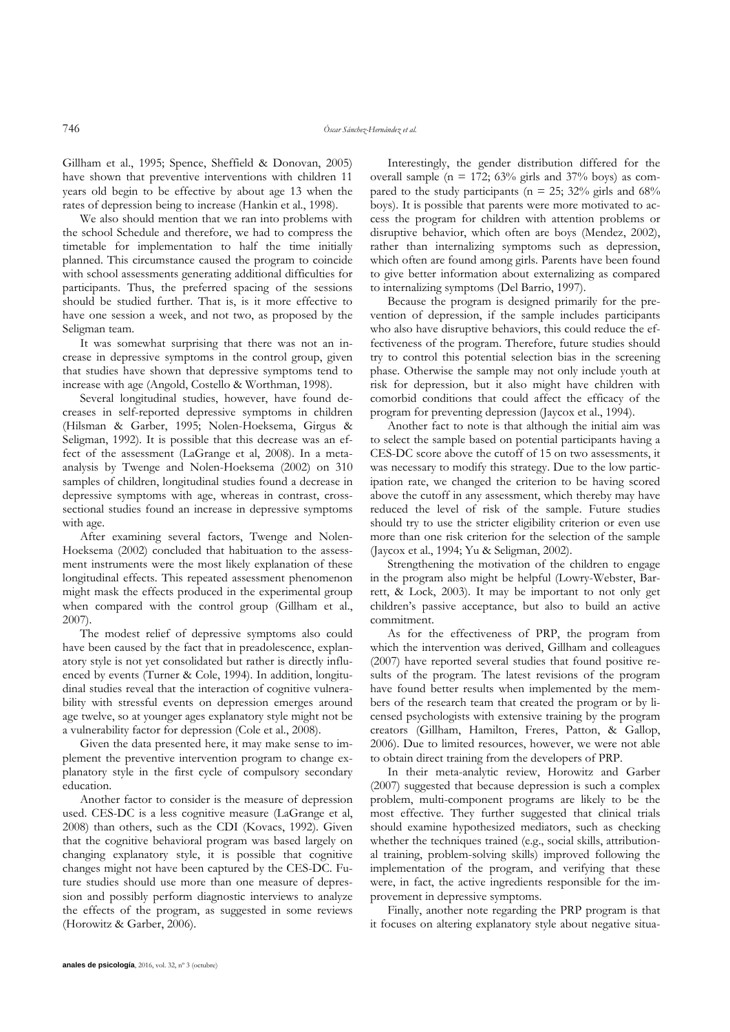Gillham et al., 1995; Spence, Sheffield & Donovan, 2005) have shown that preventive interventions with children 11 years old begin to be effective by about age 13 when the rates of depression being to increase (Hankin et al., 1998).

We also should mention that we ran into problems with the school Schedule and therefore, we had to compress the timetable for implementation to half the time initially planned. This circumstance caused the program to coincide with school assessments generating additional difficulties for participants. Thus, the preferred spacing of the sessions should be studied further. That is, is it more effective to have one session a week, and not two, as proposed by the Seligman team.

It was somewhat surprising that there was not an increase in depressive symptoms in the control group, given that studies have shown that depressive symptoms tend to increase with age (Angold, Costello & Worthman, 1998).

Several longitudinal studies, however, have found decreases in self-reported depressive symptoms in children (Hilsman & Garber, 1995; Nolen-Hoeksema, Girgus & Seligman, 1992). It is possible that this decrease was an effect of the assessment (LaGrange et al, 2008). In a meta-analysis by Twenge and Nolen-Hoeksema (2002) on 310 samples of children, longitudinal studies found a decrease in depressive symptoms with age, whereas in contrast, cross-sectional studies found an increase in depressive symptoms with age.

After examining several factors, Twenge and Nolen-Hoeksema (2002) concluded that habituation to the assessment instruments were the most likely explanation of these longitudinal effects. This repeated assessment phenomenon might mask the effects produced in the experimental group when compared with the control group (Gillham et al., 2007).

The modest relief of depressive symptoms also could have been caused by the fact that in preadolescence, explanatory style is not yet consolidated but rather is directly influenced by events (Turner & Cole, 1994). In addition, longitudinal studies reveal that the interaction of cognitive vulnerability with stressful events on depression emerges around age twelve, so at younger ages explanatory style might not be a vulnerability factor for depression (Cole et al., 2008).

Given the data presented here, it may make sense to implement the preventive intervention program to change explanatory style in the first cycle of compulsory secondary education.

Another factor to consider is the measure of depression used. CES-DC is a less cognitive measure (LaGrange et al, 2008) than others, such as the CDI (Kovacs, 1992). Given that the cognitive behavioral program was based largely on changing explanatory style, it is possible that cognitive changes might not have been captured by the CES-DC. Future studies should use more than one measure of depression and possibly perform diagnostic interviews to analyze the effects of the program, as suggested in some reviews (Horowitz & Garber, 2006).

Interestingly, the gender distribution differed for the overall sample (n = 172; 63% girls and 37% boys) as compared to the study participants (n = 25; 32% girls and 68% boys). It is possible that parents were more motivated to access the program for children with attention problems or disruptive behavior, which often are boys (Mendez, 2002), rather than internalizing symptoms such as depression, which often are found among girls. Parents have been found to give better information about externalizing as compared to internalizing symptoms (Del Barrio, 1997).

Because the program is designed primarily for the prevention of depression, if the sample includes participants who also have disruptive behaviors, this could reduce the effectiveness of the program. Therefore, future studies should try to control this potential selection bias in the screening phase. Otherwise the sample may not only include youth at risk for depression, but it also might have children with comorbid conditions that could affect the efficacy of the program for preventing depression (Jaycox et al., 1994).

Another fact to note is that although the initial aim was to select the sample based on potential participants having a CES-DC score above the cutoff of 15 on two assessments, it was necessary to modify this strategy. Due to the low participation rate, we changed the criterion to be having scored above the cutoff in any assessment, which thereby may have reduced the level of risk of the sample. Future studies should try to use the stricter eligibility criterion or even use more than one risk criterion for the selection of the sample (Jaycox et al., 1994; Yu & Seligman, 2002).

Strengthening the motivation of the children to engage in the program also might be helpful (Lowry-Webster, Barrett, & Lock, 2003). It may be important to not only get children's passive acceptance, but also to build an active commitment.

As for the effectiveness of PRP, the program from which the intervention was derived, Gillham and colleagues (2007) have reported several studies that found positive results of the program. The latest revisions of the program have found better results when implemented by the members of the research team that created the program or by licensed psychologists with extensive training by the program creators (Gillham, Hamilton, Freres, Patton, & Gallop, 2006). Due to limited resources, however, we were not able to obtain direct training from the developers of PRP.

In their meta-analytic review, Horowitz and Garber (2007) suggested that because depression is such a complex problem, multi-component programs are likely to be the most effective. They further suggested that clinical trials should examine hypothesized mediators, such as checking whether the techniques trained (e.g., social skills, attributional training, problem-solving skills) improved following the implementation of the program, and verifying that these were, in fact, the active ingredients responsible for the improvement in depressive symptoms.

Finally, another note regarding the PRP program is that it focuses on altering explanatory style about negative situa-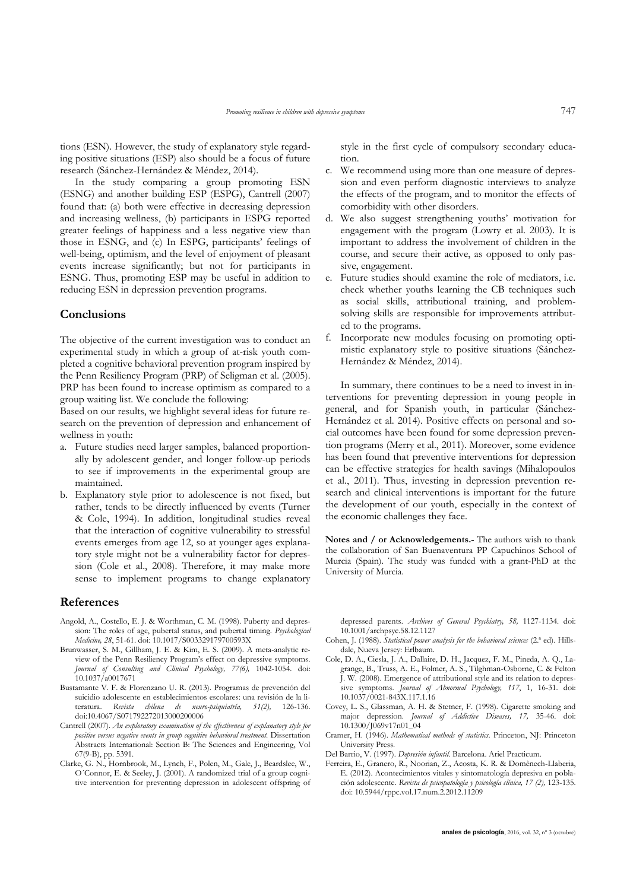tions (ESN). However, the study of explanatory style regarding positive situations (ESP) also should be a focus of future research (Sánchez-Hernández & Méndez, 2014).

In the study comparing a group promoting ESN (ESNG) and another building ESP (ESPG), Cantrell (2007) found that: (a) both were effective in decreasing depression and increasing wellness, (b) participants in ESPG reported greater feelings of happiness and a less negative view than those in ESNG, and (c) In ESPG, participants' feelings of well-being, optimism, and the level of enjoyment of pleasant events increase significantly; but not for participants in ESNG. Thus, promoting ESP may be useful in addition to reducing ESN in depression prevention programs.

## Conclusions

The objective of the current investigation was to conduct an experimental study in which a group of at-risk youth completed a cognitive behavioral prevention program inspired by the Penn Resiliency Program (PRP) of Seligman et al. (2005). PRP has been found to increase optimism as compared to a group waiting list. We conclude the following:

Based on our results, we highlight several ideas for future research on the prevention of depression and enhancement of wellness in youth:

a. Future studies need larger samples, balanced proportionally by adolescent gender, and longer follow-up periods to see if improvements in the experimental group are maintained.
b. Explanatory style prior to adolescence is not fixed, but rather, tends to be directly influenced by events (Turner & Cole, 1994). In addition, longitudinal studies reveal that the interaction of cognitive vulnerability to stressful events emerges from age 12, so at younger ages explanatory style might not be a vulnerability factor for depression (Cole et al., 2008). Therefore, it may make more sense to implement programs to change explanatory style in the first cycle of compulsory secondary education.
c. We recommend using more than one measure of depression and even perform diagnostic interviews to analyze the effects of the program, and to monitor the effects of comorbidity with other disorders.
d. We also suggest strengthening youths' motivation for engagement with the program (Lowry et al. 2003). It is important to address the involvement of children in the course, and secure their active, as opposed to only passive, engagement.
e. Future studies should examine the role of mediators, i.e. check whether youths learning the CB techniques such as social skills, attributional training, and problem-solving skills are responsible for improvements attributed to the programs.
f. Incorporate new modules focusing on promoting optimistic explanatory style to positive situations (Sánchez-Hernández & Méndez, 2014).

In summary, there continues to be a need to invest in interventions for preventing depression in young people in general, and for Spanish youth, in particular (Sánchez-Hernández et al. 2014). Positive effects on personal and social outcomes have been found for some depression prevention programs (Merry et al., 2011). Moreover, some evidence has been found that preventive interventions for depression can be effective strategies for health savings (Mihalopoulos et al., 2011). Thus, investing in depression prevention research and clinical interventions is important for the future the development of our youth, especially in the context of the economic challenges they face.

**Notes and / or Acknowledgements.-** The authors wish to thank the collaboration of San Buenaventura PP Capuchinos School of Murcia (Spain). The study was funded with a grant-PhD at the University of Murcia.

## References

Angold, A., Costello, E. J. & Worthman, C. M. (1998). Puberty and depression: The roles of age, pubertal status, and pubertal timing. *Psychological Medicine, 28*, 51-61. doi: 10.1017/S003329179700593X

Brunwasser, S. M., Gillham, J. E. & Kim, E. S. (2009). A meta-analytic review of the Penn Resiliency Program's effect on depressive symptoms. *Journal of Consulting and Clinical Psychology, 77(6),* 1042-1054. doi: 10.1037/a0017671

Bustamante V. F. & Florenzano U. R. (2013). Programas de prevención del suicidio adolescente en establecimientos escolares: una revisión de la literatura. *Revista chilena de neuro-psiquiatría, 51(2),* 126-136. doi:10.4067/S071792272013000200006

Cantrell (2007). *An exploratory examination of the effectiveness of explanatory style for positive versus negative events in group cognitive behavioral treatment.* Dissertation Abstracts International: Section B: The Sciences and Engineering, Vol 67(9-B), pp. 5391.

Clarke, G. N., Hornbrook, M., Lynch, F., Polen, M., Gale, J., Beardslee, W., O´Connor, E. & Seeley, J. (2001). A randomized trial of a group cognitive intervention for preventing depression in adolescent offspring of depressed parents. *Archives of General Psychiatry, 58,* 1127-1134. doi: 10.1001/archpsyc.58.12.1127

Cohen, J. (1988). *Statistical power analysis for the behavioral sciences* (2.ª ed). Hillsdale, Nueva Jersey: Erlbaum.

Cole, D. A., Ciesla, J. A., Dallaire, D. H., Jacquez, F. M., Pineda, A. Q., Lagrange, B., Truss, A. E., Folmer, A. S., Tilghman-Osborne, C. & Felton J. W. (2008). Emergence of attributional style and its relation to depressive symptoms. *Journal of Abnormal Psychology, 117*, 1, 16-31. doi: 10.1037/0021-843X.117.1.16

Covey, L. S., Glassman, A. H. & Stetner, F. (1998). Cigarette smoking and major depression. *Journal of Addictive Diseases, 17,* 35-46. doi: 10.1300/J069v17n01_04

Cramer, H. (1946). *Mathematical methods of statistics.* Princeton, NJ: Princeton University Press.

Del Barrio, V. (1997). *Depresión infantil.* Barcelona. Ariel Practicum.

Ferreira, E., Granero, R., Noorian, Z., Acosta, K. R. & Domènech-Llaberia, E. (2012). Acontecimientos vitales y sintomatología depresiva en población adolescente. *Revista de psicopatología y psicología clínica, 17 (2),* 123-135. doi: 10.5944/rppc.vol.17.num.2.2012.11209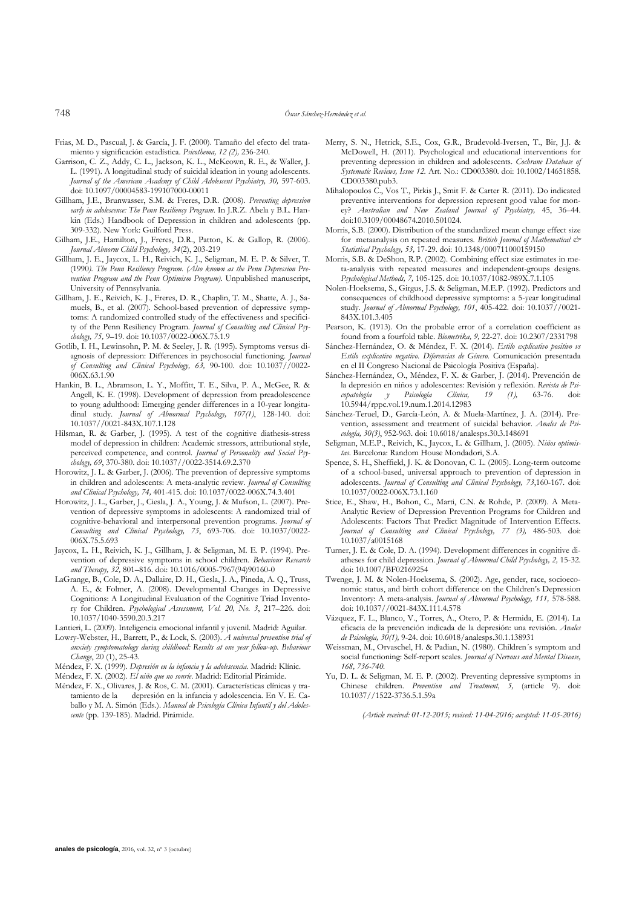Frias, M. D., Pascual, J. & García, J. F. (2000). Tamaño del efecto del tratamiento y significación estadística. *Psicothema, 12 (2),* 236-240.

Garrison, C. Z., Addy, C. L., Jackson, K. L., McKeown, R. E., & Waller, J. L. (1991). A longitudinal study of suicidal ideation in young adolescents. *Journal of the American Academy of Child Adolescent Psychiatry, 30,* 597-603. doi: 10.1097/00004583-199107000-00011

Gillham, J.E., Brunwasser, S.M. & Freres, D.R. (2008). *Preventing depression early in adolescence: The Penn Resiliency Program.* In J.R.Z. Abela y B.L. Hankin (Eds.) Handbook of Depression in children and adolescents (pp. 309-332). New York: Guilford Press.

Gilham, J.E., Hamilton, J., Freres, D.R., Patton, K. & Gallop, R. (2006). *Journal Abnorm Child Psychology, 34*(2), 203-219

Gillham, J. E., Jaycox, L. H., Reivich, K. J., Seligman, M. E. P. & Silver, T. (1990*). The Penn Resiliency Program. (Also known as the Penn Depression Prevention Program and the Penn Optimism Program)*. Unpublished manuscript, University of Pennsylvania.

Gillham, J. E., Reivich, K. J., Freres, D. R., Chaplin, T. M., Shatte, A. J., Samuels, B., et al. (2007). School-based prevention of depressive symptoms: A randomized controlled study of the effectiveness and specificity of the Penn Resiliency Program. *Journal of Consulting and Clinical Psychology, 75,* 9–19. doi: 10.1037/0022-006X.75.1.9

Gotlib, I. H., Lewinsohn, P. M. & Seeley, J. R. (1995). Symptoms versus diagnosis of depression: Differences in psychosocial functioning. *Journal of Consulting and Clinical Psychology, 63,* 90-100. doi: 10.1037//0022-006X.63.1.90

Hankin, B. L., Abramson, L. Y., Moffitt, T. E., Silva, P. A., McGee, R. & Angell, K. E. (1998). Development of depression from preadolescence to young adulthood: Emerging gender differences in a 10-year longitudinal study. *Journal of Abnormal Psychology, 107(1)*, 128-140. doi: 10.1037//0021-843X.107.1.128

Hilsman, R. & Garber, J. (1995). A test of the cognitive diathesis-stress model of depression in children: Academic stressors, attributional style, perceived competence, and control. *Journal of Personality and Social Psychology, 69*, 370-380. doi: 10.1037//0022-3514.69.2.370

Horowitz, J. L. & Garber, J. (2006). The prevention of depressive symptoms in children and adolescents: A meta-analytic review. *Journal of Consulting and Clinical Psychology, 74,* 401-415. doi: 10.1037/0022-006X.74.3.401

Horowitz, J. L., Garber, J., Ciesla, J. A., Young, J. & Mufson, L. (2007). Prevention of depressive symptoms in adolescents: A randomized trial of cognitive-behavioral and interpersonal prevention programs. *Journal of Consulting and Clinical Psychology, 75*, 693-706. doi: 10.1037/0022-006X.75.5.693

Jaycox, L. H., Reivich, K. J., Gillham, J. & Seligman, M. E. P. (1994). Prevention of depressive symptoms in school children. *Behaviour Research and Therapy, 32,* 801–816. doi: 10.1016/0005-7967(94)90160-0

LaGrange, B., Cole, D. A., Dallaire, D. H., Ciesla, J. A., Pineda, A. Q., Truss, A. E., & Folmer, A. (2008). Developmental Changes in Depressive Cognitions: A Longitudinal Evaluation of the Cognitive Triad Inventory for Children. *Psychological Assessment, Vol. 20, No. 3*, 217–226. doi: 10.1037/1040-3590.20.3.217

Lantieri, L. (2009). Inteligencia emocional infantil y juvenil. Madrid: Aguilar.

Lowry-Webster, H., Barrett, P., & Lock, S. (2003). *A universal prevention trial of anxiety symptomatology during childhood: Results at one year follow-up. Behaviour Change*, 20 (1), 25-43.

Méndez, F. X. (1999). *Depresión en la infancia y la adolescencia*. Madrid: Klínic.

Méndez, F. X. (2002). *El niño que no sonríe*. Madrid: Editorial Pirámide.

Méndez, F. X., Olivares, J. & Ros, C. M. (2001). Características clínicas y tratamiento de la depresión en la infancia y adolescencia. En V. E. Caballo y M. A. Simón (Eds.). *Manual de Psicología Clínica Infantil y del Adolescente* (pp. 139-185). Madrid. Pirámide.

Merry, S. N., Hetrick, S.E., Cox, G.R., Brudevold-Iversen, T., Bir, J.J. & McDowell, H. (2011). Psychological and educational interventions for preventing depression in children and adolescents. *Cochrane Database of Systematic Reviews, Issue 12.* Art. No.: CD003380. doi: 10.1002/14651858.CD003380.pub3.

Mihalopoulos C., Vos T., Pirkis J., Smit F. & Carter R. (2011). Do indicated preventive interventions for depression represent good value for money? *Australian and New Zealand Journal of Psychiatry,* 45, 36–44. doi:10.3109/00048674.2010.501024.

Morris, S.B. (2000). Distribution of the standardized mean change effect size for metaanalysis on repeated measures. *British Journal of Mathematical & Statistical Psychology, 53,* 17-29. doi: 10.1348/000711000159150

Morris, S.B. & DeShon, R.P. (2002). Combining effect size estimates in meta-analysis with repeated measures and independent-groups designs. *Psychological Methods, 7,* 105-125. doi: 10.1037/1082-989X.7.1.105

Nolen-Hoeksema, S., Girgus, J.S. & Seligman, M.E.P. (1992). Predictors and consequences of childhood depressive symptoms: a 5-year longitudinal study. *Journal of Abnormal Psychology, 101*, 405-422. doi: 10.1037//0021-843X.101.3.405

Pearson, K. (1913). On the probable error of a correlation coefficient as found from a fourfold table. *Biometrika, 9,* 22-27. doi: 10.2307/2331798

Sánchez-Hernández, O. & Méndez, F. X. (2014). *Estilo explicativo positivo vs Estilo explicativo negativo. Diferencias de Género.* Comunicación presentada en el II Congreso Nacional de Psicología Positiva (España).

Sánchez-Hernández, O., Méndez, F. X. & Garber, J. (2014). Prevención de la depresión en niños y adolescentes: Revisión y reflexión. *Revista de Psicopatología y Psicología Clínica, 19 (1),* 63-76. doi: 10.5944/rppc.vol.19.num.1.2014.12983

Sánchez-Teruel, D., García-León, A. & Muela-Martínez, J. A. (2014). Prevention, assessment and treatment of suicidal behavior. *Anales de Psicología, 30(3)*, 952-963. doi: 10.6018/analesps.30.3.148691

Seligman, M.E.P., Reivich, K., Jaycox, L. & Gillham, J. (2005). *Niños optimistas*. Barcelona: Random House Mondadori, S.A.

Spence, S. H., Sheffield, J. K. & Donovan, C. L. (2005). Long-term outcome of a school-based, universal approach to prevention of depression in adolescents. *Journal of Consulting and Clinical Psychology, 73*,160-167. doi: 10.1037/0022-006X.73.1.160

Stice, E., Shaw, H., Bohon, C., Marti, C.N. & Rohde, P. (2009). A Meta-Analytic Review of Depression Prevention Programs for Children and Adolescents: Factors That Predict Magnitude of Intervention Effects. *Journal of Consulting and Clinical Psychology, 77 (3),* 486-503. doi: 10.1037/a0015168

Turner, J. E. & Cole, D. A. (1994). Development differences in cognitive diatheses for child depression. *Journal of Abnormal Child Psychology, 2,* 15-32. doi: 10.1007/BF02169254

Twenge, J. M. & Nolen-Hoeksema, S. (2002). Age, gender, race, socioeconomic status, and birth cohort difference on the Children's Depression Inventory: A meta-analysis. *Journal of Abnormal Psychology, 111,* 578-588. doi: 10.1037//0021-843X.111.4.578

Vázquez, F. L., Blanco, V., Torres, A., Otero, P. & Hermida, E. (2014). La eficacia de la prevención indicada de la depresión: una revisión. *Anales de Psicología, 30(1),* 9-24. doi: 10.6018/analesps.30.1.138931

Weissman, M., Orvaschel, H. & Padian, N. (1980). Children´s symptom and social functioning: Self-report scales. *Journal of Nervous and Mental Disease, 168, 736-740.*

Yu, D. L. & Seligman, M. E. P. (2002). Preventing depressive symptoms in Chinese children. *Prevention and Treatment, 5,* (article 9). doi: 10.1037//1522-3736.5.1.59a

*(Article received: 01-12-2015; revised: 11-04-2016; accepted: 11-05-2016)*